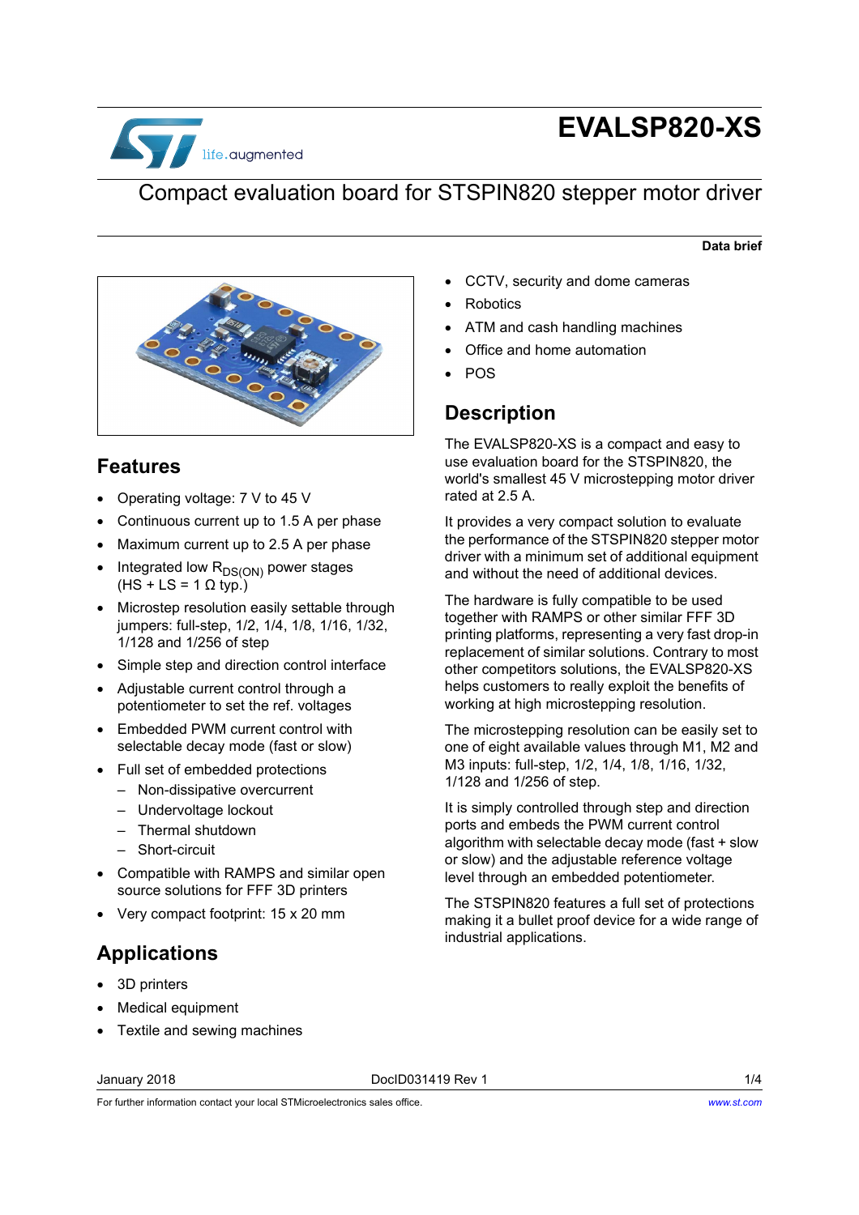# EVALSP820-XS

## Compact evaluation board for STSPIN820 stepper motor driver

**Data brief**

## Features

- Operating voltage: 7 V to 45 V
- Continuous current up to 1.5 A per phase
- Maximum current up to 2.5 A per phase
- Integrated low $R_{DS(ON)}$ power stages (HS + LS = 1 Ω typ.)
- Microstep resolution easily settable through jumpers: full-step, 1/2, 1/4, 1/8, 1/16, 1/32, 1/128 and 1/256 of step
- Simple step and direction control interface
- Adjustable current control through a potentiometer to set the ref. voltages
- Embedded PWM current control with selectable decay mode (fast or slow)
- Full set of embedded protections
  - Non-dissipative overcurrent
  - Undervoltage lockout
  - Thermal shutdown
  - Short-circuit
- Compatible with RAMPS and similar open source solutions for FFF 3D printers
- Very compact footprint: 15 x 20 mm

## Applications

- 3D printers
- Medical equipment
- Textile and sewing machines
- CCTV, security and dome cameras
- Robotics
- ATM and cash handling machines
- Office and home automation
- POS

## Description

The EVALSP820-XS is a compact and easy to use evaluation board for the STSPIN820, the world's smallest 45 V microstepping motor driver rated at 2.5 A.

It provides a very compact solution to evaluate the performance of the STSPIN820 stepper motor driver with a minimum set of additional equipment and without the need of additional devices.

The hardware is fully compatible to be used together with RAMPS or other similar FFF 3D printing platforms, representing a very fast drop-in replacement of similar solutions. Contrary to most other competitors solutions, the EVALSP820-XS helps customers to really exploit the benefits of working at high microstepping resolution.

The microstepping resolution can be easily set to one of eight available values through M1, M2 and M3 inputs: full-step, 1/2, 1/4, 1/8, 1/16, 1/32, 1/128 and 1/256 of step.

It is simply controlled through step and direction ports and embeds the PWM current control algorithm with selectable decay mode (fast + slow or slow) and the adjustable reference voltage level through an embedded potentiometer.

The STSPIN820 features a full set of protections making it a bullet proof device for a wide range of industrial applications.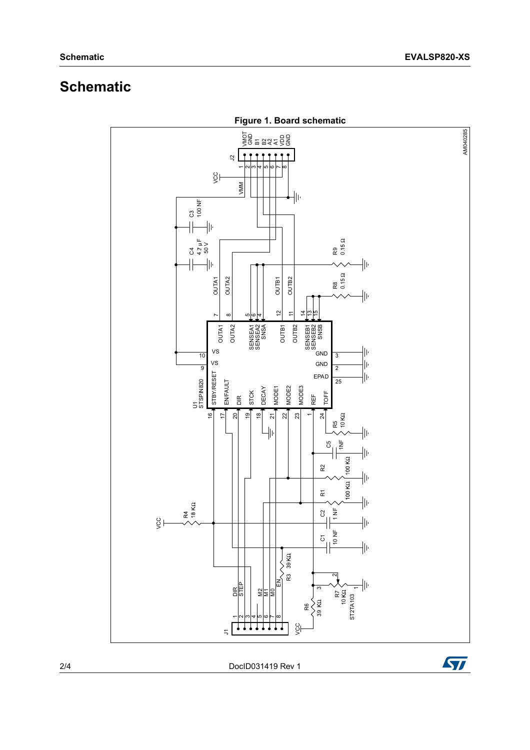# Schematic

**Figure 1. Board schematic**

AM040285

J2
VMOT
GND
B1
B2
A2
A1
VDD
GND

VCC
VMM
C3
100 NF
C4
4.7 µF
50 V
R9
0.15 Ω
R8
0.15 Ω
OUTA1
OUTA2
OUTB1
OUTB2

U1
STSPIN820
OUTA1
OUTA2
SENSEA1
SENSEA2
SNSA
OUTB1
OUTB2
SENSEB1
SENSEB2
SNSB
VS
VS
GND
GND
EPAD
STBY/RESET
EN/FAULT
DIR
STCK
DECAY
MODE1
MODE2
MODE3
REF
TOFF

R5
10 KΩ
C5
1NF
R2
100 KΩ
R1
100 KΩ
C2
1 NF
C1
10 NF
R4
18 KΩ
VCC
R3
39 KΩ
R6
39 KΩ
R7
10 KΩ
ST2TA103
VCC

J1
DIR
STEP
M2
M1
M0
EN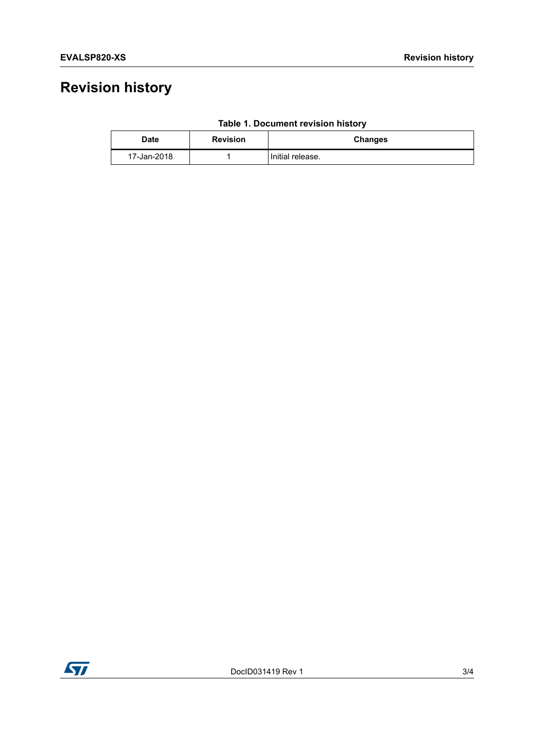# Revision history

**Table 1. Document revision history**

| Date | Revision | Changes |
| --- | --- | --- |
| 17-Jan-2018 | 1 | Initial release. |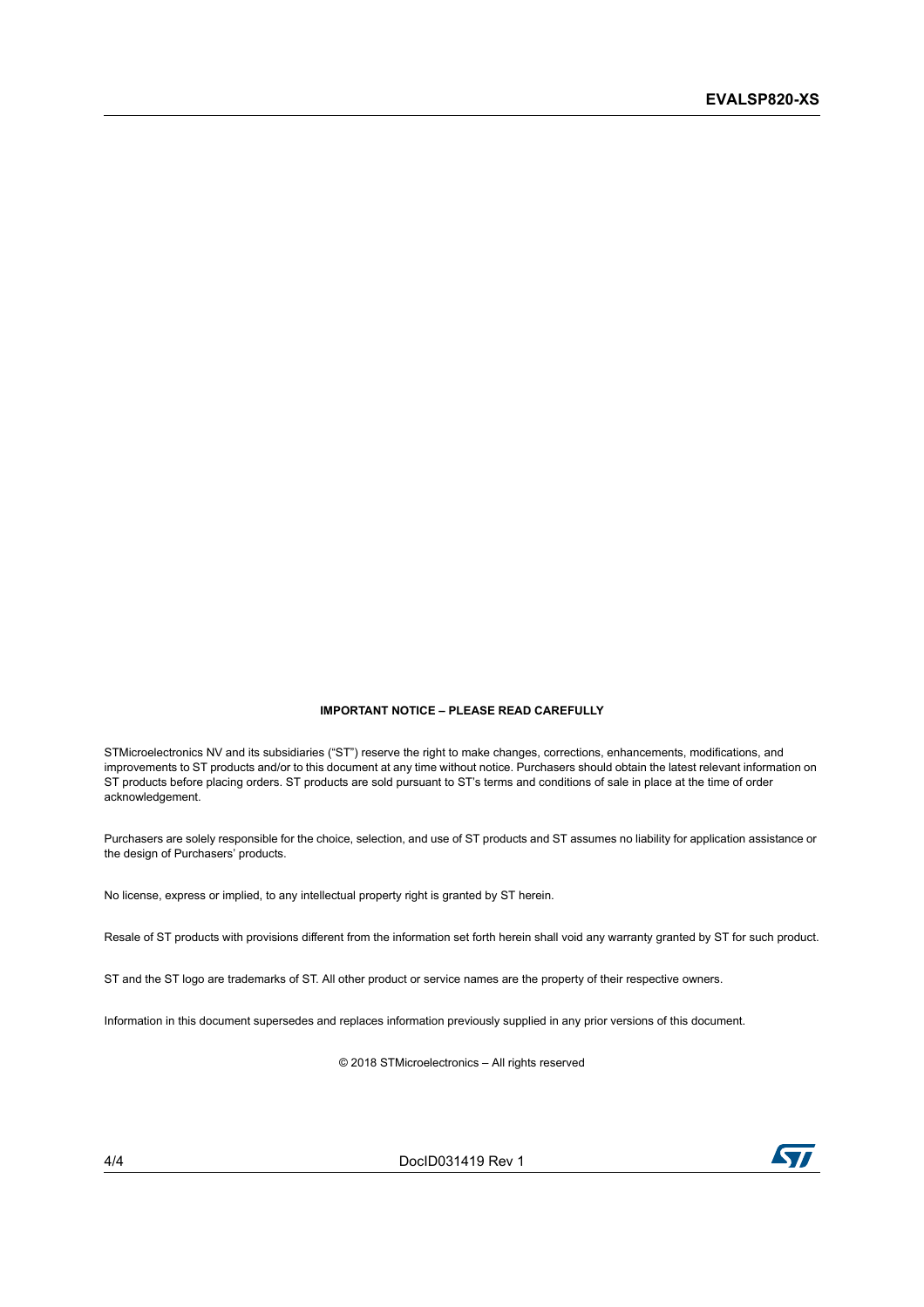**IMPORTANT NOTICE – PLEASE READ CAREFULLY**

STMicroelectronics NV and its subsidiaries ("ST") reserve the right to make changes, corrections, enhancements, modifications, and improvements to ST products and/or to this document at any time without notice. Purchasers should obtain the latest relevant information on ST products before placing orders. ST products are sold pursuant to ST's terms and conditions of sale in place at the time of order acknowledgement.

Purchasers are solely responsible for the choice, selection, and use of ST products and ST assumes no liability for application assistance or the design of Purchasers' products.

No license, express or implied, to any intellectual property right is granted by ST herein.

Resale of ST products with provisions different from the information set forth herein shall void any warranty granted by ST for such product.

ST and the ST logo are trademarks of ST. All other product or service names are the property of their respective owners.

Information in this document supersedes and replaces information previously supplied in any prior versions of this document.

© 2018 STMicroelectronics – All rights reserved